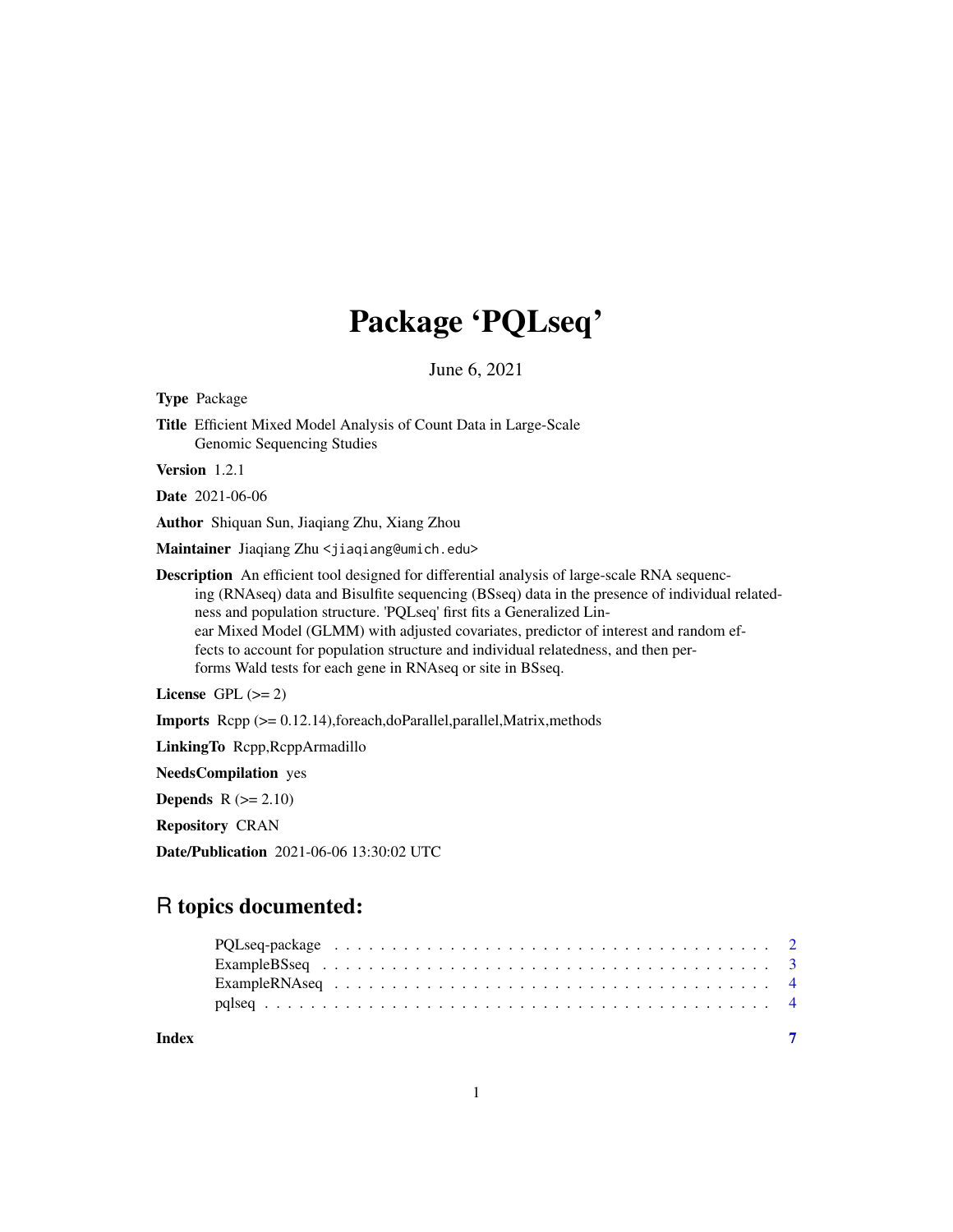# Package 'PQLseq'

June 6, 2021

**Type** Package

**Title** Efficient Mixed Model Analysis of Count Data in Large-Scale Genomic Sequencing Studies

**Version** 1.2.1

**Date** 2021-06-06

**Author** Shiquan Sun, Jiaqiang Zhu, Xiang Zhou

**Maintainer** Jiaqiang Zhu <jiaqiang@umich.edu>

**Description** An efficient tool designed for differential analysis of large-scale RNA sequencing (RNAseq) data and Bisulfite sequencing (BSseq) data in the presence of individual relatedness and population structure. 'PQLseq' first fits a Generalized Linear Mixed Model (GLMM) with adjusted covariates, predictor of interest and random effects to account for population structure and individual relatedness, and then performs Wald tests for each gene in RNAseq or site in BSseq.

**License** GPL (>= 2)

**Imports** Rcpp (>= 0.12.14),foreach,doParallel,parallel,Matrix,methods

**LinkingTo** Rcpp,RcppArmadillo

**NeedsCompilation** yes

**Depends** R (>= 2.10)

**Repository** CRAN

**Date/Publication** 2021-06-06 13:30:02 UTC

## R topics documented:

| | |
|---|---|
| PQLseq-package | 2 |
| ExampleBSseq | 3 |
| ExampleRNAseq | 4 |
| pqlseq | 4 |
| **Index** | **7** |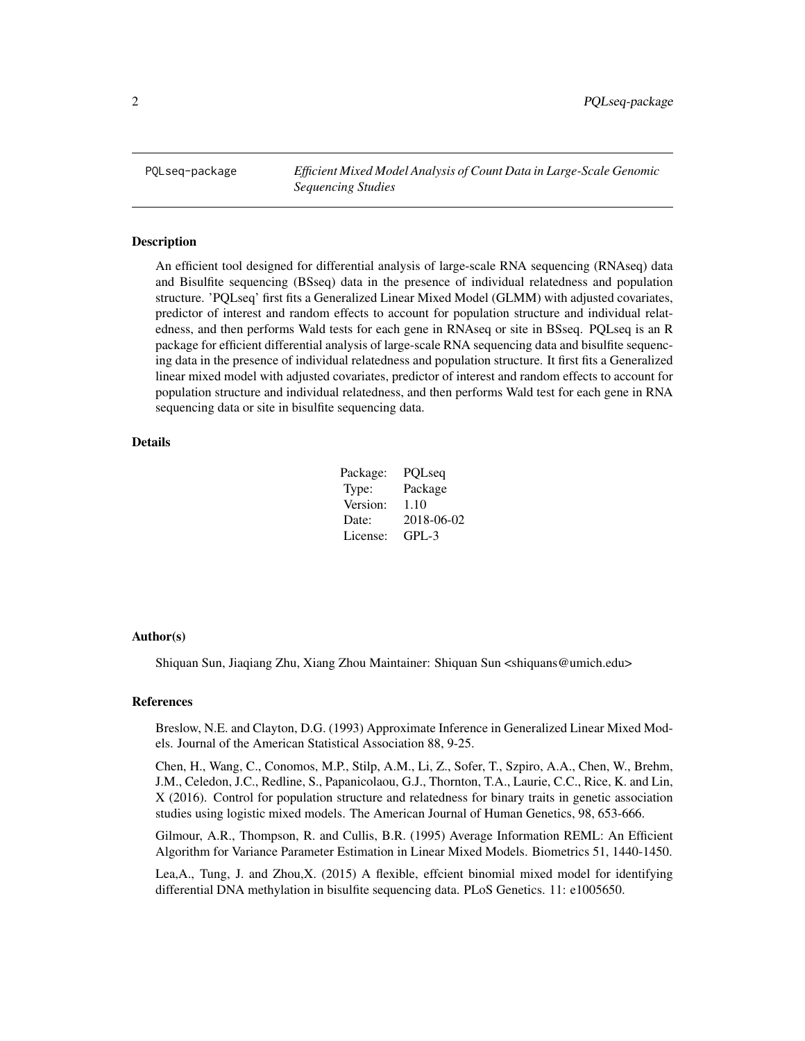# PQLseq-package — *Efficient Mixed Model Analysis of Count Data in Large-Scale Genomic Sequencing Studies*

## Description

An efficient tool designed for differential analysis of large-scale RNA sequencing (RNAseq) data and Bisulfite sequencing (BSseq) data in the presence of individual relatedness and population structure. 'PQLseq' first fits a Generalized Linear Mixed Model (GLMM) with adjusted covariates, predictor of interest and random effects to account for population structure and individual relatedness, and then performs Wald tests for each gene in RNAseq or site in BSseq. PQLseq is an R package for efficient differential analysis of large-scale RNA sequencing data and bisulfite sequencing data in the presence of individual relatedness and population structure. It first fits a Generalized linear mixed model with adjusted covariates, predictor of interest and random effects to account for population structure and individual relatedness, and then performs Wald test for each gene in RNA sequencing data or site in bisulfite sequencing data.

## Details

| | |
|---|---|
| Package: | PQLseq |
| Type: | Package |
| Version: | 1.10 |
| Date: | 2018-06-02 |
| License: | GPL-3 |

## Author(s)

Shiquan Sun, Jiaqiang Zhu, Xiang Zhou Maintainer: Shiquan Sun <shiquans@umich.edu>

## References

Breslow, N.E. and Clayton, D.G. (1993) Approximate Inference in Generalized Linear Mixed Models. Journal of the American Statistical Association 88, 9-25.

Chen, H., Wang, C., Conomos, M.P., Stilp, A.M., Li, Z., Sofer, T., Szpiro, A.A., Chen, W., Brehm, J.M., Celedon, J.C., Redline, S., Papanicolaou, G.J., Thornton, T.A., Laurie, C.C., Rice, K. and Lin, X (2016). Control for population structure and relatedness for binary traits in genetic association studies using logistic mixed models. The American Journal of Human Genetics, 98, 653-666.

Gilmour, A.R., Thompson, R. and Cullis, B.R. (1995) Average Information REML: An Efficient Algorithm for Variance Parameter Estimation in Linear Mixed Models. Biometrics 51, 1440-1450.

Lea,A., Tung, J. and Zhou,X. (2015) A flexible, effcient binomial mixed model for identifying differential DNA methylation in bisulfite sequencing data. PLoS Genetics. 11: e1005650.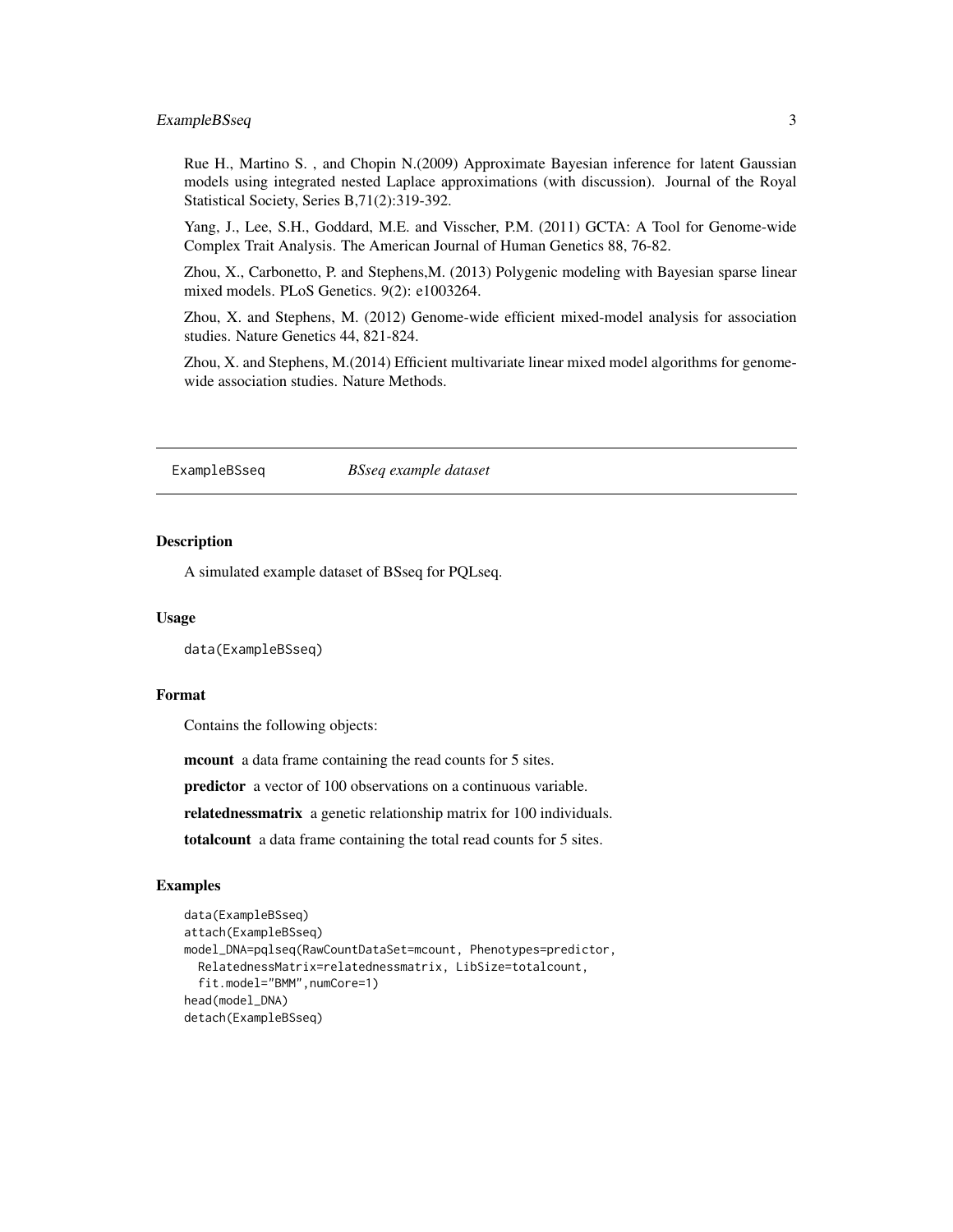Rue H., Martino S. , and Chopin N.(2009) Approximate Bayesian inference for latent Gaussian models using integrated nested Laplace approximations (with discussion). Journal of the Royal Statistical Society, Series B,71(2):319-392.

Yang, J., Lee, S.H., Goddard, M.E. and Visscher, P.M. (2011) GCTA: A Tool for Genome-wide Complex Trait Analysis. The American Journal of Human Genetics 88, 76-82.

Zhou, X., Carbonetto, P. and Stephens,M. (2013) Polygenic modeling with Bayesian sparse linear mixed models. PLoS Genetics. 9(2): e1003264.

Zhou, X. and Stephens, M. (2012) Genome-wide efficient mixed-model analysis for association studies. Nature Genetics 44, 821-824.

Zhou, X. and Stephens, M.(2014) Efficient multivariate linear mixed model algorithms for genome-wide association studies. Nature Methods.

---

## ExampleBSseq — *BSseq example dataset*

### Description

A simulated example dataset of BSseq for PQLseq.

### Usage

```
data(ExampleBSseq)
```

### Format

Contains the following objects:

**mcount** a data frame containing the read counts for 5 sites.

**predictor** a vector of 100 observations on a continuous variable.

**relatednessmatrix** a genetic relationship matrix for 100 individuals.

**totalcount** a data frame containing the total read counts for 5 sites.

### Examples

```
data(ExampleBSseq)
attach(ExampleBSseq)
model_DNA=pqlseq(RawCountDataSet=mcount, Phenotypes=predictor,
  RelatednessMatrix=relatednessmatrix, LibSize=totalcount,
  fit.model="BMM",numCore=1)
head(model_DNA)
detach(ExampleBSseq)
```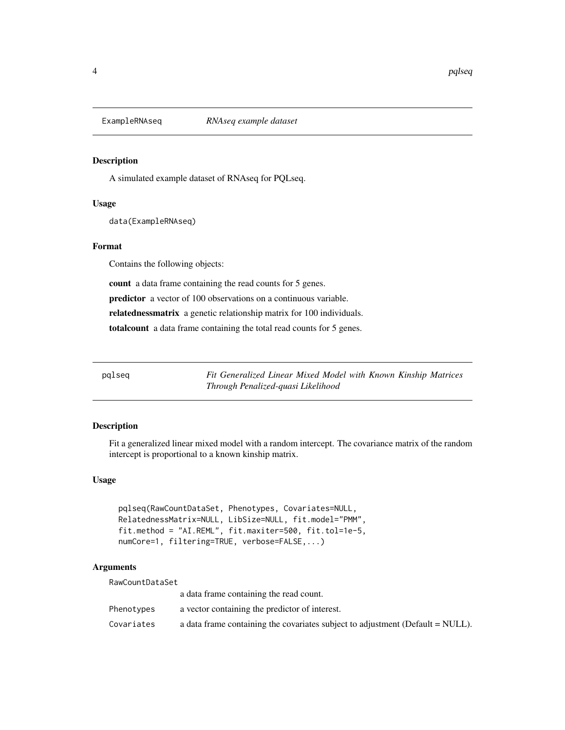## ExampleRNAseq — *RNAseq example dataset*

### Description

A simulated example dataset of RNAseq for PQLseq.

### Usage

```
data(ExampleRNAseq)
```

### Format

Contains the following objects:

**count** a data frame containing the read counts for 5 genes.

**predictor** a vector of 100 observations on a continuous variable.

**relatednessmatrix** a genetic relationship matrix for 100 individuals.

**totalcount** a data frame containing the total read counts for 5 genes.

## pqlseq — *Fit Generalized Linear Mixed Model with Known Kinship Matrices Through Penalized-quasi Likelihood*

### Description

Fit a generalized linear mixed model with a random intercept. The covariance matrix of the random intercept is proportional to a known kinship matrix.

### Usage

```
pqlseq(RawCountDataSet, Phenotypes, Covariates=NULL,
RelatednessMatrix=NULL, LibSize=NULL, fit.model="PMM",
fit.method = "AI.REML", fit.maxiter=500, fit.tol=1e-5,
numCore=1, filtering=TRUE, verbose=FALSE,...)
```

### Arguments

| | |
|---|---|
| RawCountDataSet | a data frame containing the read count. |
| Phenotypes | a vector containing the predictor of interest. |
| Covariates | a data frame containing the covariates subject to adjustment (Default = NULL). |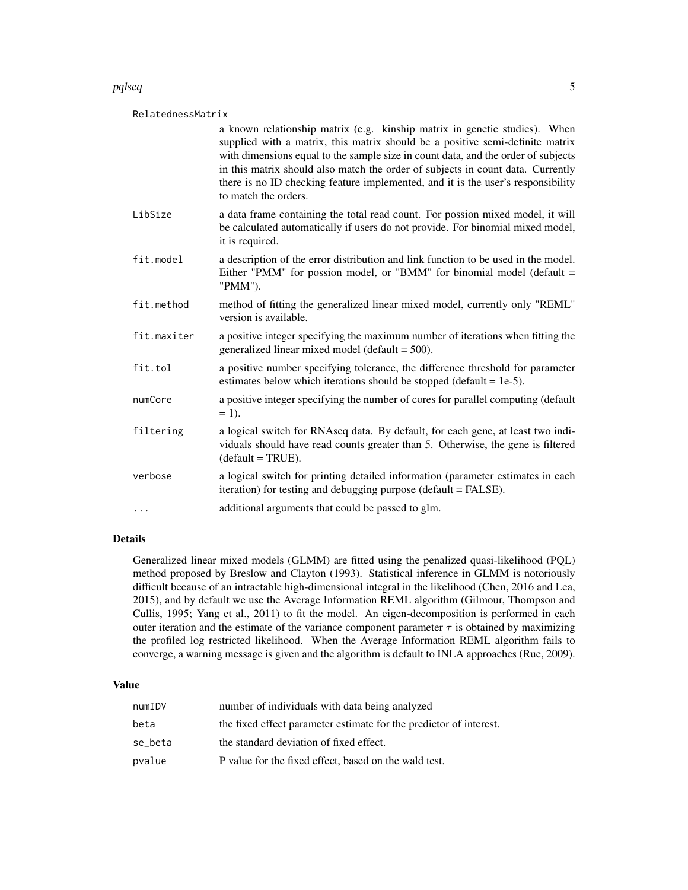RelatednessMatrix

: a known relationship matrix (e.g. kinship matrix in genetic studies). When supplied with a matrix, this matrix should be a positive semi-definite matrix with dimensions equal to the sample size in count data, and the order of subjects in this matrix should also match the order of subjects in count data. Currently there is no ID checking feature implemented, and it is the user's responsibility to match the orders.

| | |
|---|---|
| `LibSize` | a data frame containing the total read count. For possion mixed model, it will be calculated automatically if users do not provide. For binomial mixed model, it is required. |
| `fit.model` | a description of the error distribution and link function to be used in the model. Either "PMM" for possion model, or "BMM" for binomial model (default = "PMM"). |
| `fit.method` | method of fitting the generalized linear mixed model, currently only "REML" version is available. |
| `fit.maxiter` | a positive integer specifying the maximum number of iterations when fitting the generalized linear mixed model (default = 500). |
| `fit.tol` | a positive number specifying tolerance, the difference threshold for parameter estimates below which iterations should be stopped (default = 1e-5). |
| `numCore` | a positive integer specifying the number of cores for parallel computing (default = 1). |
| `filtering` | a logical switch for RNAseq data. By default, for each gene, at least two individuals should have read counts greater than 5. Otherwise, the gene is filtered (default = TRUE). |
| `verbose` | a logical switch for printing detailed information (parameter estimates in each iteration) for testing and debugging purpose (default = FALSE). |
| `...` | additional arguments that could be passed to glm. |

## Details

Generalized linear mixed models (GLMM) are fitted using the penalized quasi-likelihood (PQL) method proposed by Breslow and Clayton (1993). Statistical inference in GLMM is notoriously difficult because of an intractable high-dimensional integral in the likelihood (Chen, 2016 and Lea, 2015), and by default we use the Average Information REML algorithm (Gilmour, Thompson and Cullis, 1995; Yang et al., 2011) to fit the model. An eigen-decomposition is performed in each outer iteration and the estimate of the variance component parameter $\tau$ is obtained by maximizing the profiled log restricted likelihood. When the Average Information REML algorithm fails to converge, a warning message is given and the algorithm is default to INLA approaches (Rue, 2009).

## Value

| | |
|---|---|
| `numIDV` | number of individuals with data being analyzed |
| `beta` | the fixed effect parameter estimate for the predictor of interest. |
| `se_beta` | the standard deviation of fixed effect. |
| `pvalue` | P value for the fixed effect, based on the wald test. |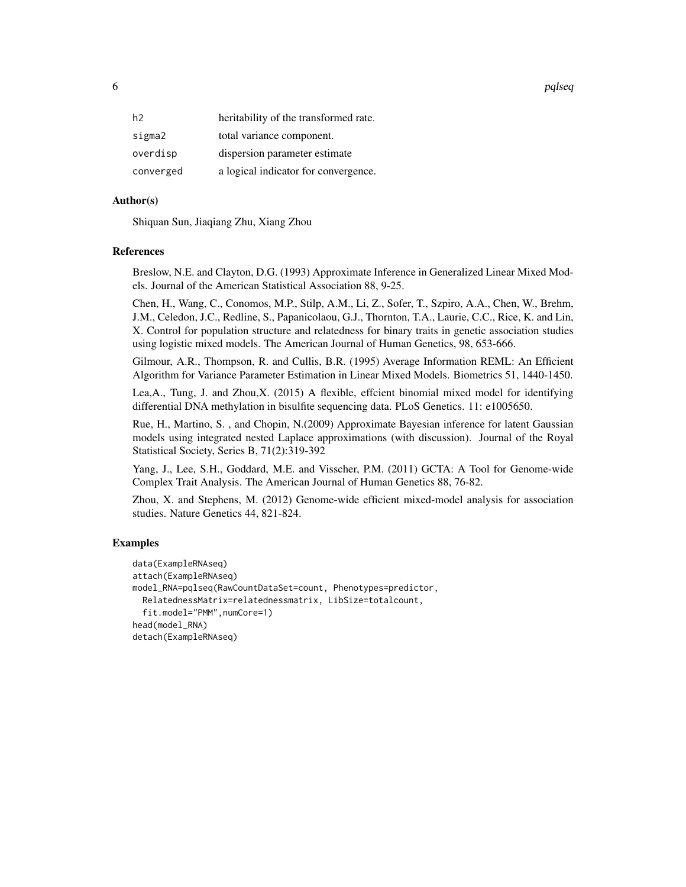| | |
|---|---|
| h2 | heritability of the transformed rate. |
| sigma2 | total variance component. |
| overdisp | dispersion parameter estimate |
| converged | a logical indicator for convergence. |

## Author(s)

Shiquan Sun, Jiaqiang Zhu, Xiang Zhou

## References

Breslow, N.E. and Clayton, D.G. (1993) Approximate Inference in Generalized Linear Mixed Models. Journal of the American Statistical Association 88, 9-25.

Chen, H., Wang, C., Conomos, M.P., Stilp, A.M., Li, Z., Sofer, T., Szpiro, A.A., Chen, W., Brehm, J.M., Celedon, J.C., Redline, S., Papanicolaou, G.J., Thornton, T.A., Laurie, C.C., Rice, K. and Lin, X. Control for population structure and relatedness for binary traits in genetic association studies using logistic mixed models. The American Journal of Human Genetics, 98, 653-666.

Gilmour, A.R., Thompson, R. and Cullis, B.R. (1995) Average Information REML: An Efficient Algorithm for Variance Parameter Estimation in Linear Mixed Models. Biometrics 51, 1440-1450.

Lea,A., Tung, J. and Zhou,X. (2015) A flexible, effcient binomial mixed model for identifying differential DNA methylation in bisulfite sequencing data. PLoS Genetics. 11: e1005650.

Rue, H., Martino, S. , and Chopin, N.(2009) Approximate Bayesian inference for latent Gaussian models using integrated nested Laplace approximations (with discussion). Journal of the Royal Statistical Society, Series B, 71(2):319-392

Yang, J., Lee, S.H., Goddard, M.E. and Visscher, P.M. (2011) GCTA: A Tool for Genome-wide Complex Trait Analysis. The American Journal of Human Genetics 88, 76-82.

Zhou, X. and Stephens, M. (2012) Genome-wide efficient mixed-model analysis for association studies. Nature Genetics 44, 821-824.

## Examples

```
data(ExampleRNAseq)
attach(ExampleRNAseq)
model_RNA=pqlseq(RawCountDataSet=count, Phenotypes=predictor,
  RelatednessMatrix=relatednessmatrix, LibSize=totalcount,
  fit.model="PMM",numCore=1)
head(model_RNA)
detach(ExampleRNAseq)
```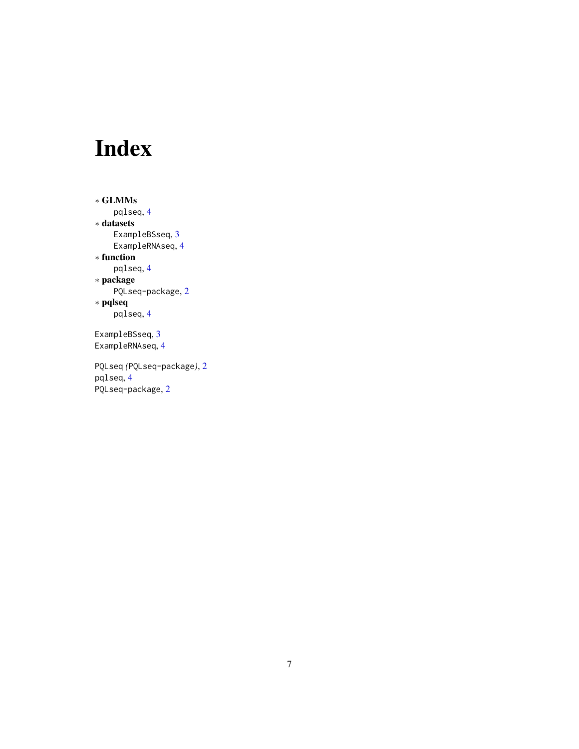# Index

∗ **GLMMs**
    pqlseq, 4
∗ **datasets**
    ExampleBSseq, 3
    ExampleRNAseq, 4
∗ **function**
    pqlseq, 4
∗ **package**
    PQLseq-package, 2
∗ **pqlseq**
    pqlseq, 4

ExampleBSseq, 3
ExampleRNAseq, 4

PQLseq *(*PQLseq-package*)*, 2
pqlseq, 4
PQLseq-package, 2